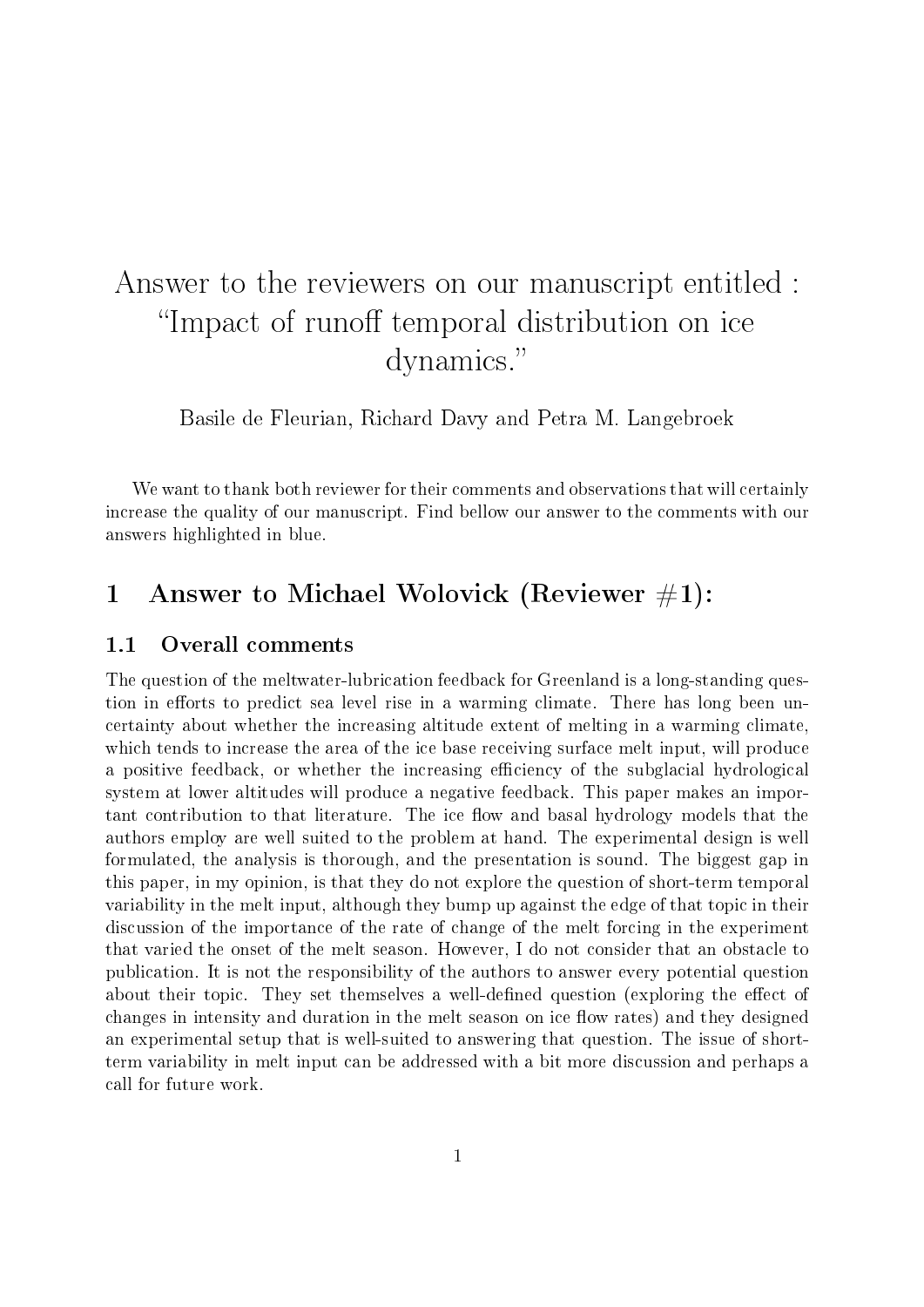# Answer to the reviewers on our manuscript entitled : "Impact of runoff temporal distribution on ice dynamics."

Basile de Fleurian, Richard Davy and Petra M. Langebroek

We want to thank both reviewer for their comments and observations that will certainly increase the quality of our manuscript. Find bellow our answer to the comments with our answers highlighted in blue.

## 1 Answer to Michael Wolovick (Reviewer #1):

### 1.1 Overall comments

The question of the meltwater-lubrication feedback for Greenland is a long-standing question in efforts to predict sea level rise in a warming climate. There has long been uncertainty about whether the increasing altitude extent of melting in a warming climate, which tends to increase the area of the ice base receiving surface melt input, will produce a positive feedback, or whether the increasing efficiency of the subglacial hydrological system at lower altitudes will produce a negative feedback. This paper makes an important contribution to that literature. The ice flow and basal hydrology models that the authors employ are well suited to the problem at hand. The experimental design is well formulated, the analysis is thorough, and the presentation is sound. The biggest gap in this paper, in my opinion, is that they do not explore the question of short-term temporal variability in the melt input, although they bump up against the edge of that topic in their discussion of the importance of the rate of change of the melt forcing in the experiment that varied the onset of the melt season. However, I do not consider that an obstacle to publication. It is not the responsibility of the authors to answer every potential question about their topic. They set themselves a well-defined question (exploring the effect of changes in intensity and duration in the melt season on ice flow rates) and they designed an experimental setup that is well-suited to answering that question. The issue of short-term variability in melt input can be addressed with a bit more discussion and perhaps a call for future work.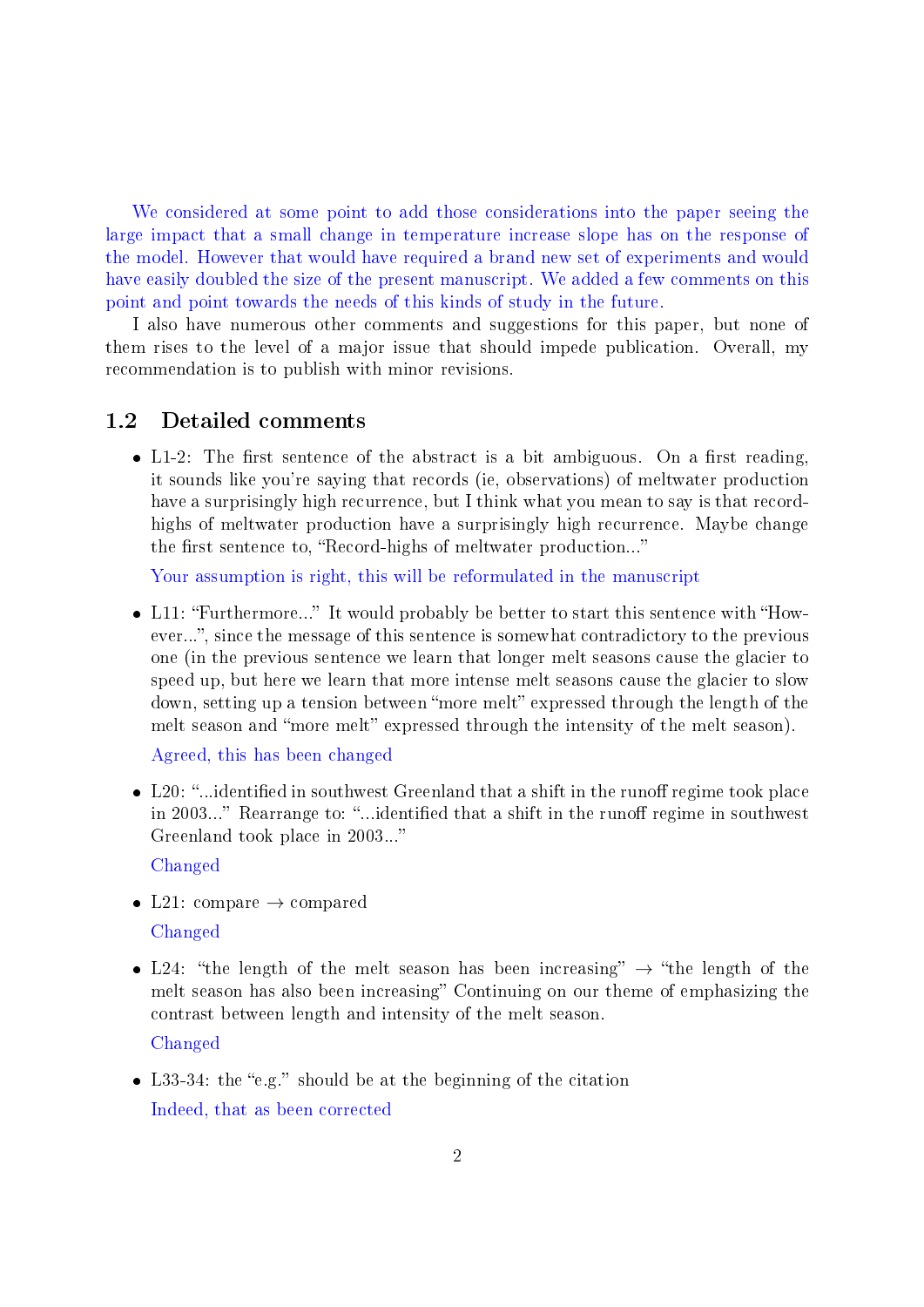We considered at some point to add those considerations into the paper seeing the large impact that a small change in temperature increase slope has on the response of the model. However that would have required a brand new set of experiments and would have easily doubled the size of the present manuscript. We added a few comments on this point and point towards the needs of this kinds of study in the future.

I also have numerous other comments and suggestions for this paper, but none of them rises to the level of a major issue that should impede publication. Overall, my recommendation is to publish with minor revisions.

## 1.2 Detailed comments

- L1-2: The first sentence of the abstract is a bit ambiguous. On a first reading, it sounds like you're saying that records (ie, observations) of meltwater production have a surprisingly high recurrence, but I think what you mean to say is that record-highs of meltwater production have a surprisingly high recurrence. Maybe change the first sentence to, "Record-highs of meltwater production..."

  Your assumption is right, this will be reformulated in the manuscript

- L11: "Furthermore..." It would probably be better to start this sentence with "However...", since the message of this sentence is somewhat contradictory to the previous one (in the previous sentence we learn that longer melt seasons cause the glacier to speed up, but here we learn that more intense melt seasons cause the glacier to slow down, setting up a tension between "more melt" expressed through the length of the melt season and "more melt" expressed through the intensity of the melt season).

  Agreed, this has been changed

- L20: "...identified in southwest Greenland that a shift in the runoff regime took place in 2003..." Rearrange to: "...identified that a shift in the runoff regime in southwest Greenland took place in 2003..."

  Changed

- L21: compare → compared

  Changed

- L24: "the length of the melt season has been increasing" → "the length of the melt season has also been increasing" Continuing on our theme of emphasizing the contrast between length and intensity of the melt season.

  Changed

- L33-34: the "e.g." should be at the beginning of the citation

  Indeed, that as been corrected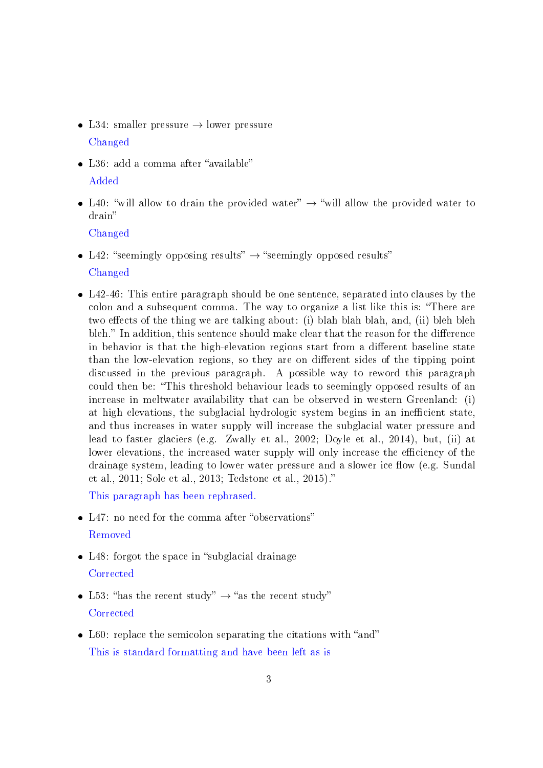- L34: smaller pressure → lower pressure

  Changed

- L36: add a comma after "available"

  Added

- L40: "will allow to drain the provided water" → "will allow the provided water to drain"

  Changed

- L42: "seemingly opposing results" → "seemingly opposed results"

  Changed

- L42-46: This entire paragraph should be one sentence, separated into clauses by the colon and a subsequent comma. The way to organize a list like this is: "There are two effects of the thing we are talking about: (i) blah blah blah, and, (ii) bleh bleh bleh." In addition, this sentence should make clear that the reason for the difference in behavior is that the high-elevation regions start from a different baseline state than the low-elevation regions, so they are on different sides of the tipping point discussed in the previous paragraph. A possible way to reword this paragraph could then be: "This threshold behaviour leads to seemingly opposed results of an increase in meltwater availability that can be observed in western Greenland: (i) at high elevations, the subglacial hydrologic system begins in an inefficient state, and thus increases in water supply will increase the subglacial water pressure and lead to faster glaciers (e.g. Zwally et al., 2002; Doyle et al., 2014), but, (ii) at lower elevations, the increased water supply will only increase the efficiency of the drainage system, leading to lower water pressure and a slower ice flow (e.g. Sundal et al., 2011; Sole et al., 2013; Tedstone et al., 2015)."

  This paragraph has been rephrased.

- L47: no need for the comma after "observations"

  Removed

- L48: forgot the space in "subglacial drainage

  Corrected

- L53: "has the recent study" → "as the recent study"

  Corrected

- L60: replace the semicolon separating the citations with "and"

  This is standard formatting and have been left as is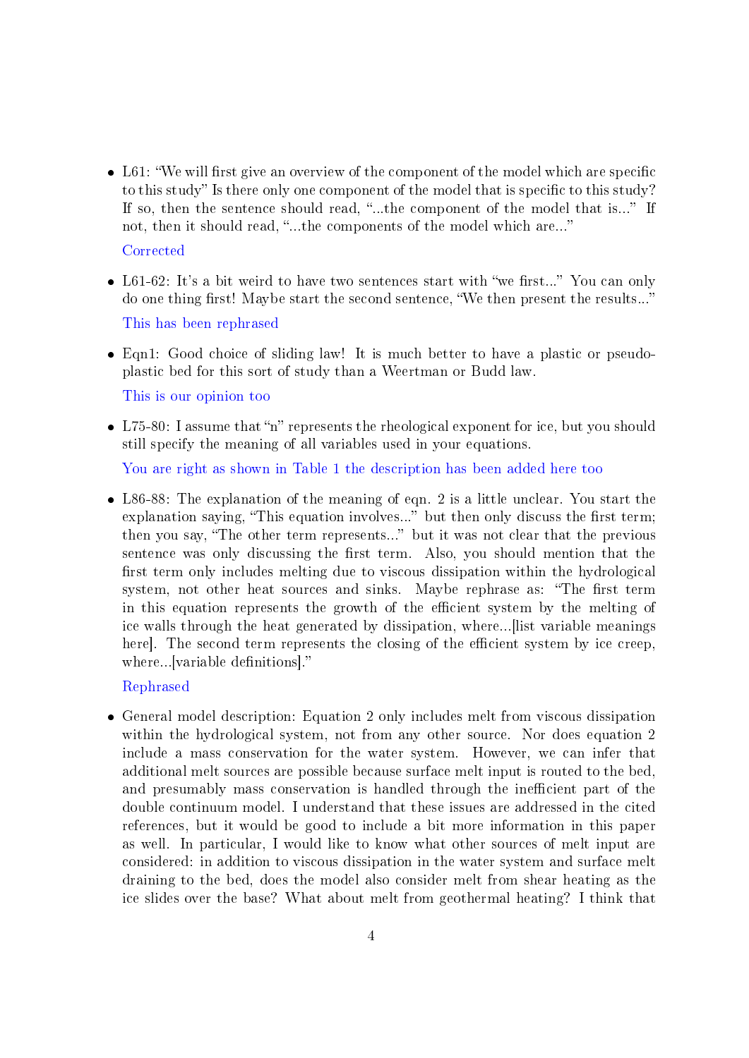- L61: "We will first give an overview of the component of the model which are specific to this study" Is there only one component of the model that is specific to this study? If so, then the sentence should read, "...the component of the model that is..." If not, then it should read, "...the components of the model which are..."

  Corrected

- L61-62: It's a bit weird to have two sentences start with "we first..." You can only do one thing first! Maybe start the second sentence, "We then present the results..."

  This has been rephrased

- Eqn1: Good choice of sliding law! It is much better to have a plastic or pseudo-plastic bed for this sort of study than a Weertman or Budd law.

  This is our opinion too

- L75-80: I assume that "n" represents the rheological exponent for ice, but you should still specify the meaning of all variables used in your equations.

  You are right as shown in Table 1 the description has been added here too

- L86-88: The explanation of the meaning of eqn. 2 is a little unclear. You start the explanation saying, "This equation involves..." but then only discuss the first term; then you say, "The other term represents..." but it was not clear that the previous sentence was only discussing the first term. Also, you should mention that the first term only includes melting due to viscous dissipation within the hydrological system, not other heat sources and sinks. Maybe rephrase as: "The first term in this equation represents the growth of the efficient system by the melting of ice walls through the heat generated by dissipation, where...[list variable meanings here]. The second term represents the closing of the efficient system by ice creep, where...[variable definitions]."

  Rephrased

- General model description: Equation 2 only includes melt from viscous dissipation within the hydrological system, not from any other source. Nor does equation 2 include a mass conservation for the water system. However, we can infer that additional melt sources are possible because surface melt input is routed to the bed, and presumably mass conservation is handled through the inefficient part of the double continuum model. I understand that these issues are addressed in the cited references, but it would be good to include a bit more information in this paper as well. In particular, I would like to know what other sources of melt input are considered: in addition to viscous dissipation in the water system and surface melt draining to the bed, does the model also consider melt from shear heating as the ice slides over the base? What about melt from geothermal heating? I think that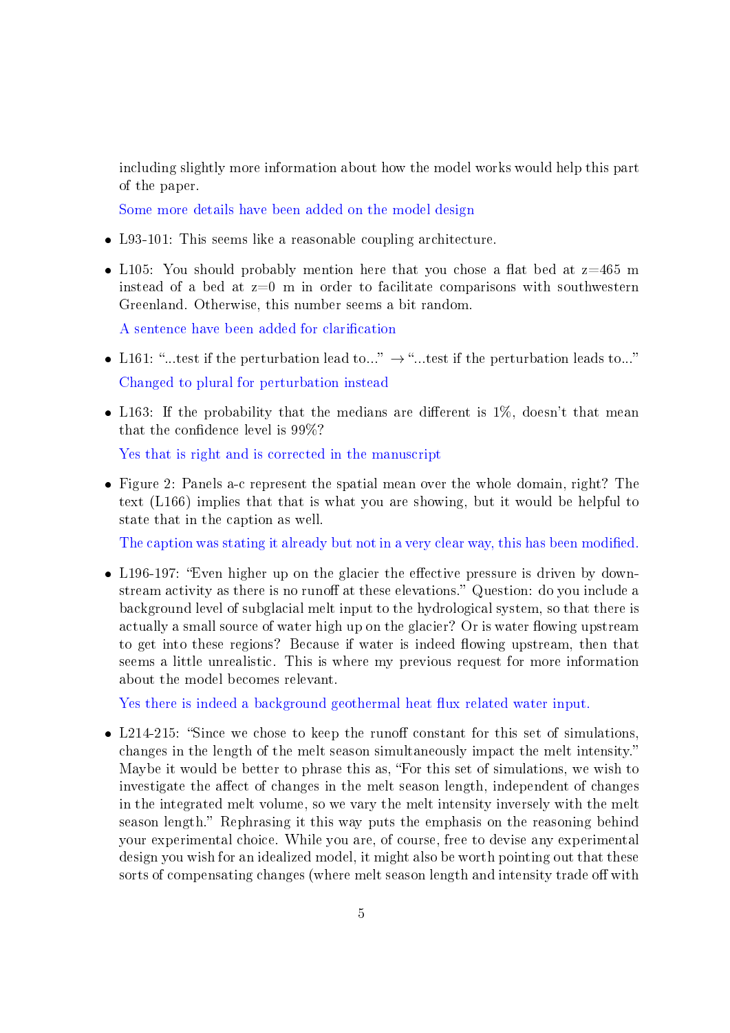including slightly more information about how the model works would help this part of the paper.

Some more details have been added on the model design

- L93-101: This seems like a reasonable coupling architecture.
- L105: You should probably mention here that you chose a flat bed at z=465 m instead of a bed at z=0 m in order to facilitate comparisons with southwestern Greenland. Otherwise, this number seems a bit random.

  A sentence have been added for clarification

- L161: "...test if the perturbation lead to..." → "...test if the perturbation leads to..."

  Changed to plural for perturbation instead

- L163: If the probability that the medians are different is 1%, doesn't that mean that the confidence level is 99%?

  Yes that is right and is corrected in the manuscript

- Figure 2: Panels a-c represent the spatial mean over the whole domain, right? The text (L166) implies that that is what you are showing, but it would be helpful to state that in the caption as well.

  The caption was stating it already but not in a very clear way, this has been modified.

- L196-197: "Even higher up on the glacier the effective pressure is driven by downstream activity as there is no runoff at these elevations." Question: do you include a background level of subglacial melt input to the hydrological system, so that there is actually a small source of water high up on the glacier? Or is water flowing upstream to get into these regions? Because if water is indeed flowing upstream, then that seems a little unrealistic. This is where my previous request for more information about the model becomes relevant.

  Yes there is indeed a background geothermal heat flux related water input.

- L214-215: "Since we chose to keep the runoff constant for this set of simulations, changes in the length of the melt season simultaneously impact the melt intensity." Maybe it would be better to phrase this as, "For this set of simulations, we wish to investigate the affect of changes in the melt season length, independent of changes in the integrated melt volume, so we vary the melt intensity inversely with the melt season length." Rephrasing it this way puts the emphasis on the reasoning behind your experimental choice. While you are, of course, free to devise any experimental design you wish for an idealized model, it might also be worth pointing out that these sorts of compensating changes (where melt season length and intensity trade off with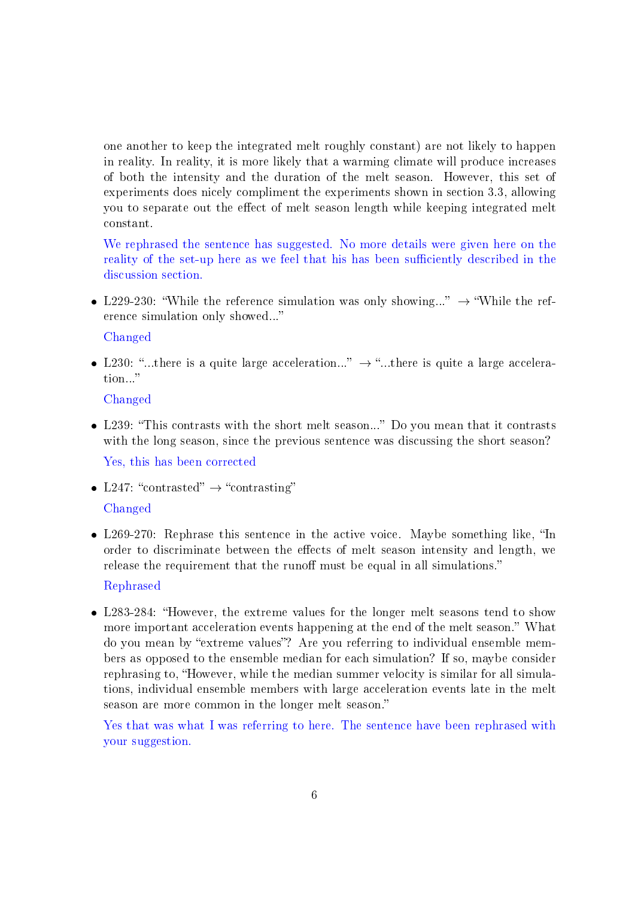one another to keep the integrated melt roughly constant) are not likely to happen in reality. In reality, it is more likely that a warming climate will produce increases of both the intensity and the duration of the melt season. However, this set of experiments does nicely compliment the experiments shown in section 3.3, allowing you to separate out the effect of melt season length while keeping integrated melt constant.

We rephrased the sentence has suggested. No more details were given here on the reality of the set-up here as we feel that his has been sufficiently described in the discussion section.

- L229-230: "While the reference simulation was only showing..." → "While the reference simulation only showed..."

  Changed

- L230: "...there is a quite large acceleration..." → "...there is quite a large acceleration..."

  Changed

- L239: "This contrasts with the short melt season..." Do you mean that it contrasts with the long season, since the previous sentence was discussing the short season?

  Yes, this has been corrected

- L247: "contrasted" → "contrasting"

  Changed

- L269-270: Rephrase this sentence in the active voice. Maybe something like, "In order to discriminate between the effects of melt season intensity and length, we release the requirement that the runoff must be equal in all simulations."

  Rephrased

- L283-284: "However, the extreme values for the longer melt seasons tend to show more important acceleration events happening at the end of the melt season." What do you mean by "extreme values"? Are you referring to individual ensemble members as opposed to the ensemble median for each simulation? If so, maybe consider rephrasing to, "However, while the median summer velocity is similar for all simulations, individual ensemble members with large acceleration events late in the melt season are more common in the longer melt season."

  Yes that was what I was referring to here. The sentence have been rephrased with your suggestion.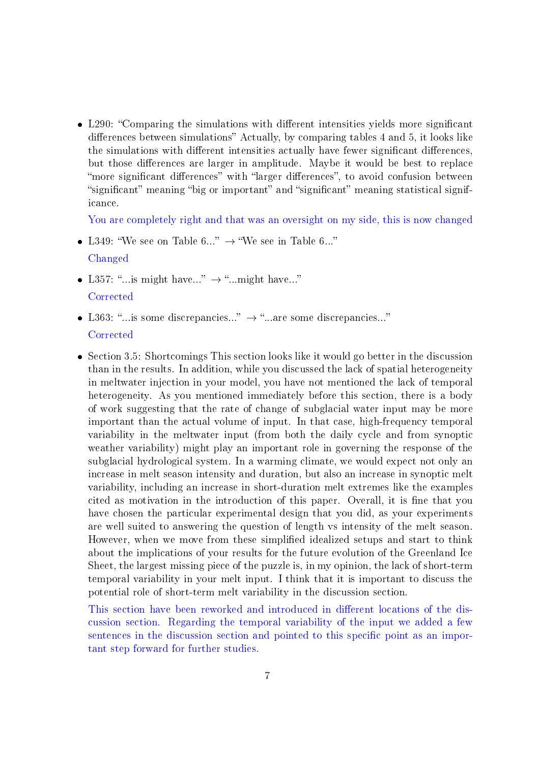- L290: "Comparing the simulations with different intensities yields more significant differences between simulations" Actually, by comparing tables 4 and 5, it looks like the simulations with different intensities actually have fewer significant differences, but those differences are larger in amplitude. Maybe it would be best to replace "more significant differences" with "larger differences", to avoid confusion between "significant" meaning "big or important" and "significant" meaning statistical significance.

  You are completely right and that was an oversight on my side, this is now changed

- L349: "We see on Table 6..." → "We see in Table 6..."

  Changed

- L357: "...is might have..." → "...might have..."

  Corrected

- L363: "...is some discrepancies..." → "...are some discrepancies..."

  Corrected

- Section 3.5: Shortcomings This section looks like it would go better in the discussion than in the results. In addition, while you discussed the lack of spatial heterogeneity in meltwater injection in your model, you have not mentioned the lack of temporal heterogeneity. As you mentioned immediately before this section, there is a body of work suggesting that the rate of change of subglacial water input may be more important than the actual volume of input. In that case, high-frequency temporal variability in the meltwater input (from both the daily cycle and from synoptic weather variability) might play an important role in governing the response of the subglacial hydrological system. In a warming climate, we would expect not only an increase in melt season intensity and duration, but also an increase in synoptic melt variability, including an increase in short-duration melt extremes like the examples cited as motivation in the introduction of this paper. Overall, it is fine that you have chosen the particular experimental design that you did, as your experiments are well suited to answering the question of length vs intensity of the melt season. However, when we move from these simplified idealized setups and start to think about the implications of your results for the future evolution of the Greenland Ice Sheet, the largest missing piece of the puzzle is, in my opinion, the lack of short-term temporal variability in your melt input. I think that it is important to discuss the potential role of short-term melt variability in the discussion section.

  This section have been reworked and introduced in different locations of the discussion section. Regarding the temporal variability of the input we added a few sentences in the discussion section and pointed to this specific point as an important step forward for further studies.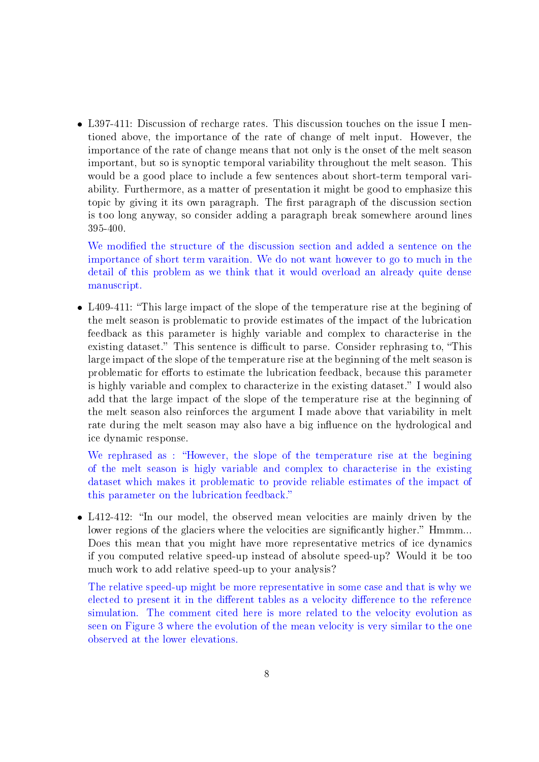- L397-411: Discussion of recharge rates. This discussion touches on the issue I mentioned above, the importance of the rate of change of melt input. However, the importance of the rate of change means that not only is the onset of the melt season important, but so is synoptic temporal variability throughout the melt season. This would be a good place to include a few sentences about short-term temporal variability. Furthermore, as a matter of presentation it might be good to emphasize this topic by giving it its own paragraph. The first paragraph of the discussion section is too long anyway, so consider adding a paragraph break somewhere around lines 395-400.

  We modified the structure of the discussion section and added a sentence on the importance of short term varaition. We do not want however to go to much in the detail of this problem as we think that it would overload an already quite dense manuscript.

- L409-411: "This large impact of the slope of the temperature rise at the begining of the melt season is problematic to provide estimates of the impact of the lubrication feedback as this parameter is highly variable and complex to characterise in the existing dataset." This sentence is difficult to parse. Consider rephrasing to, "This large impact of the slope of the temperature rise at the beginning of the melt season is problematic for efforts to estimate the lubrication feedback, because this parameter is highly variable and complex to characterize in the existing dataset." I would also add that the large impact of the slope of the temperature rise at the beginning of the melt season also reinforces the argument I made above that variability in melt rate during the melt season may also have a big influence on the hydrological and ice dynamic response.

  We rephrased as : "However, the slope of the temperature rise at the begining of the melt season is higly variable and complex to characterise in the existing dataset which makes it problematic to provide reliable estimates of the impact of this parameter on the lubrication feedback."

- L412-412: "In our model, the observed mean velocities are mainly driven by the lower regions of the glaciers where the velocities are significantly higher." Hmmm... Does this mean that you might have more representative metrics of ice dynamics if you computed relative speed-up instead of absolute speed-up? Would it be too much work to add relative speed-up to your analysis?

  The relative speed-up might be more representative in some case and that is why we elected to present it in the different tables as a velocity difference to the reference simulation. The comment cited here is more related to the velocity evolution as seen on Figure 3 where the evolution of the mean velocity is very similar to the one observed at the lower elevations.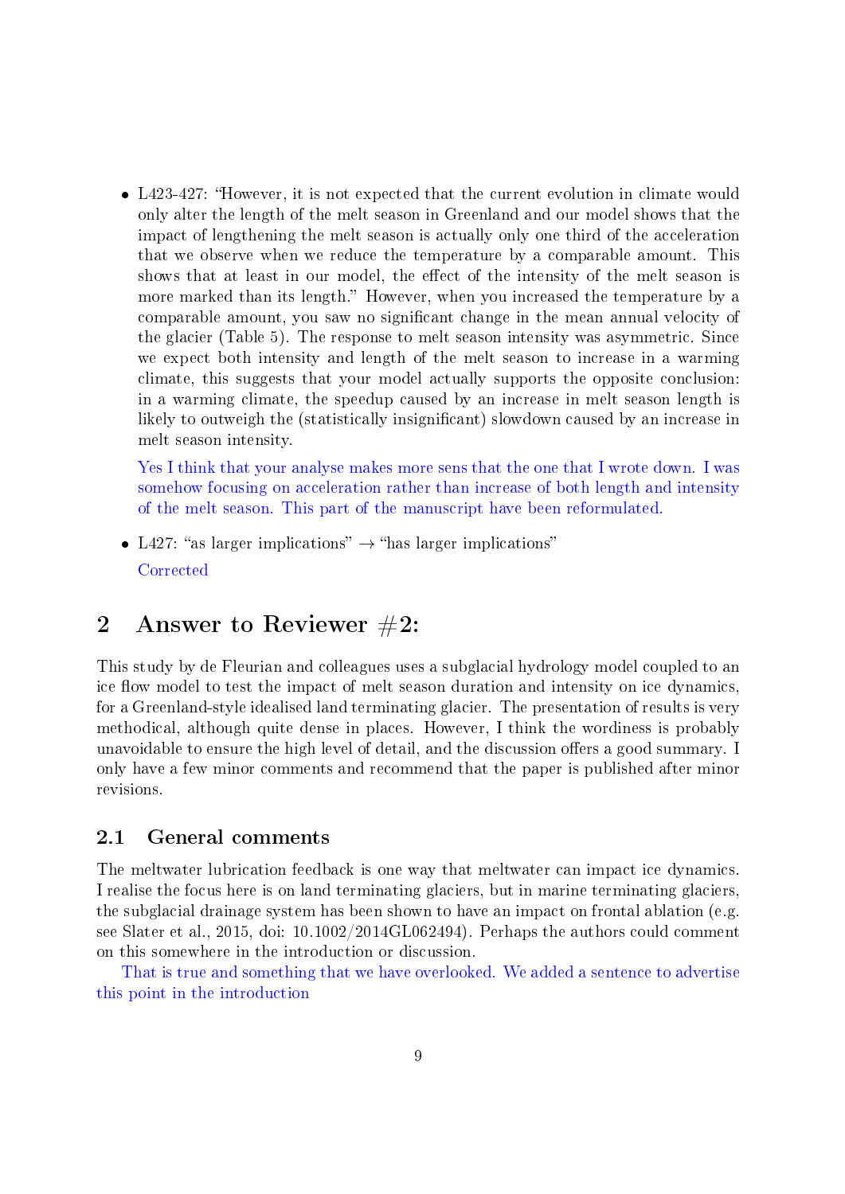- L423-427: "However, it is not expected that the current evolution in climate would only alter the length of the melt season in Greenland and our model shows that the impact of lengthening the melt season is actually only one third of the acceleration that we observe when we reduce the temperature by a comparable amount. This shows that at least in our model, the effect of the intensity of the melt season is more marked than its length." However, when you increased the temperature by a comparable amount, you saw no significant change in the mean annual velocity of the glacier (Table 5). The response to melt season intensity was asymmetric. Since we expect both intensity and length of the melt season to increase in a warming climate, this suggests that your model actually supports the opposite conclusion: in a warming climate, the speedup caused by an increase in melt season length is likely to outweigh the (statistically insignificant) slowdown caused by an increase in melt season intensity.

  Yes I think that your analyse makes more sens that the one that I wrote down. I was somehow focusing on acceleration rather than increase of both length and intensity of the melt season. This part of the manuscript have been reformulated.

- L427: "as larger implications" → "has larger implications"

  Corrected

# 2 Answer to Reviewer #2:

This study by de Fleurian and colleagues uses a subglacial hydrology model coupled to an ice flow model to test the impact of melt season duration and intensity on ice dynamics, for a Greenland-style idealised land terminating glacier. The presentation of results is very methodical, although quite dense in places. However, I think the wordiness is probably unavoidable to ensure the high level of detail, and the discussion offers a good summary. I only have a few minor comments and recommend that the paper is published after minor revisions.

## 2.1 General comments

The meltwater lubrication feedback is one way that meltwater can impact ice dynamics. I realise the focus here is on land terminating glaciers, but in marine terminating glaciers, the subglacial drainage system has been shown to have an impact on frontal ablation (e.g. see Slater et al., 2015, doi: 10.1002/2014GL062494). Perhaps the authors could comment on this somewhere in the introduction or discussion.

That is true and something that we have overlooked. We added a sentence to advertise this point in the introduction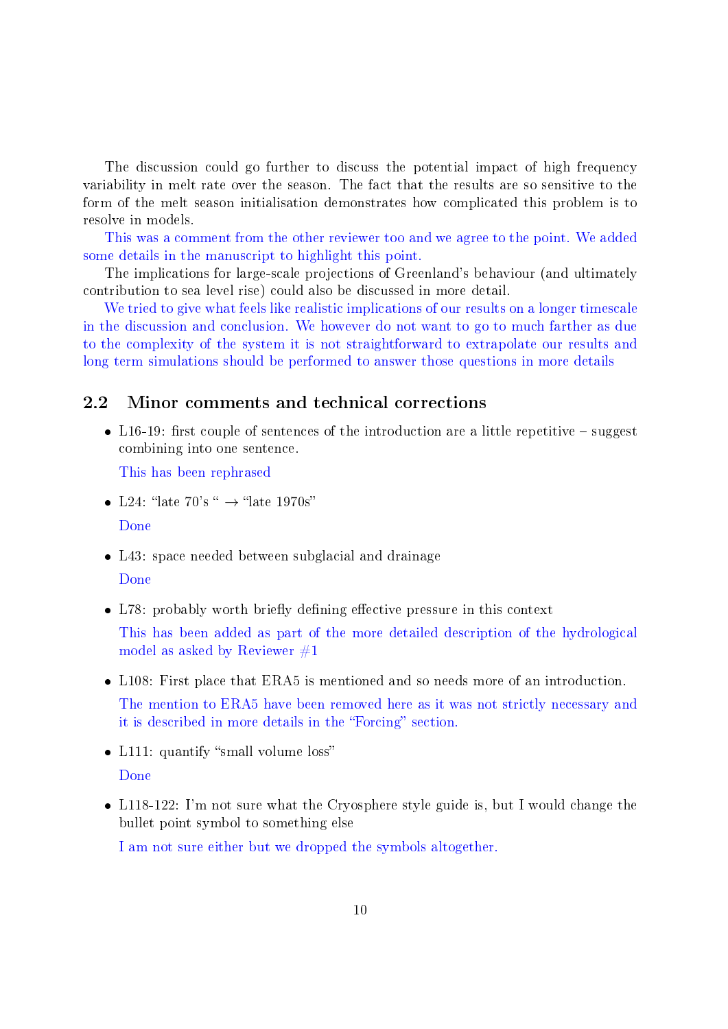The discussion could go further to discuss the potential impact of high frequency variability in melt rate over the season. The fact that the results are so sensitive to the form of the melt season initialisation demonstrates how complicated this problem is to resolve in models.

This was a comment from the other reviewer too and we agree to the point. We added some details in the manuscript to highlight this point.

The implications for large-scale projections of Greenland's behaviour (and ultimately contribution to sea level rise) could also be discussed in more detail.

We tried to give what feels like realistic implications of our results on a longer timescale in the discussion and conclusion. We however do not want to go to much farther as due to the complexity of the system it is not straightforward to extrapolate our results and long term simulations should be performed to answer those questions in more details

## 2.2 Minor comments and technical corrections

- L16-19: first couple of sentences of the introduction are a little repetitive – suggest combining into one sentence.

  This has been rephrased

- L24: "late 70's " → "late 1970s"

  Done

- L43: space needed between subglacial and drainage

  Done

- L78: probably worth briefly defining effective pressure in this context

  This has been added as part of the more detailed description of the hydrological model as asked by Reviewer #1

- L108: First place that ERA5 is mentioned and so needs more of an introduction.

  The mention to ERA5 have been removed here as it was not strictly necessary and it is described in more details in the "Forcing" section.

- L111: quantify "small volume loss"

  Done

- L118-122: I'm not sure what the Cryosphere style guide is, but I would change the bullet point symbol to something else

  I am not sure either but we dropped the symbols altogether.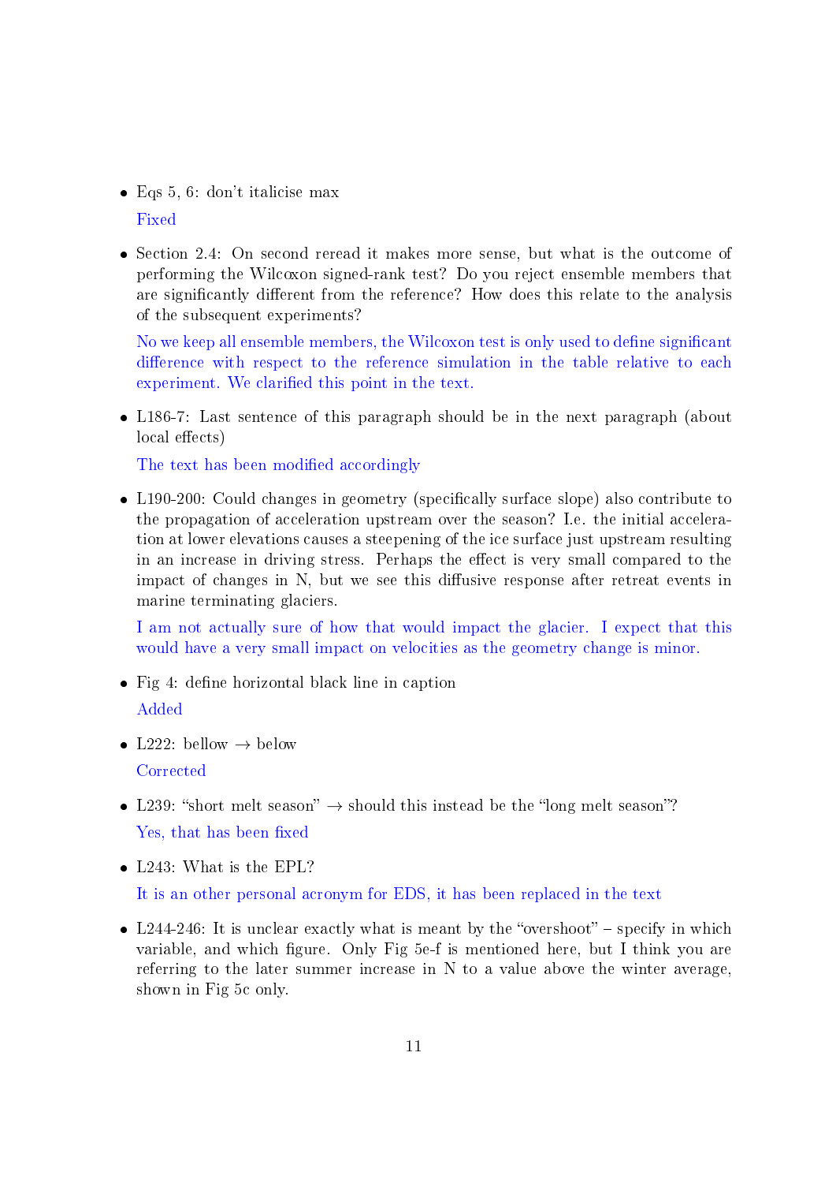- Eqs 5, 6: don't italicise max

  Fixed

- Section 2.4: On second reread it makes more sense, but what is the outcome of performing the Wilcoxon signed-rank test? Do you reject ensemble members that are significantly different from the reference? How does this relate to the analysis of the subsequent experiments?

  No we keep all ensemble members, the Wilcoxon test is only used to define significant difference with respect to the reference simulation in the table relative to each experiment. We clarified this point in the text.

- L186-7: Last sentence of this paragraph should be in the next paragraph (about local effects)

  The text has been modified accordingly

- L190-200: Could changes in geometry (specifically surface slope) also contribute to the propagation of acceleration upstream over the season? I.e. the initial acceleration at lower elevations causes a steepening of the ice surface just upstream resulting in an increase in driving stress. Perhaps the effect is very small compared to the impact of changes in N, but we see this diffusive response after retreat events in marine terminating glaciers.

  I am not actually sure of how that would impact the glacier. I expect that this would have a very small impact on velocities as the geometry change is minor.

- Fig 4: define horizontal black line in caption

  Added

- L222: bellow → below

  Corrected

- L239: "short melt season" → should this instead be the "long melt season"?

  Yes, that has been fixed

- L243: What is the EPL?

  It is an other personal acronym for EDS, it has been replaced in the text

- L244-246: It is unclear exactly what is meant by the "overshoot" – specify in which variable, and which figure. Only Fig 5e-f is mentioned here, but I think you are referring to the later summer increase in N to a value above the winter average, shown in Fig 5c only.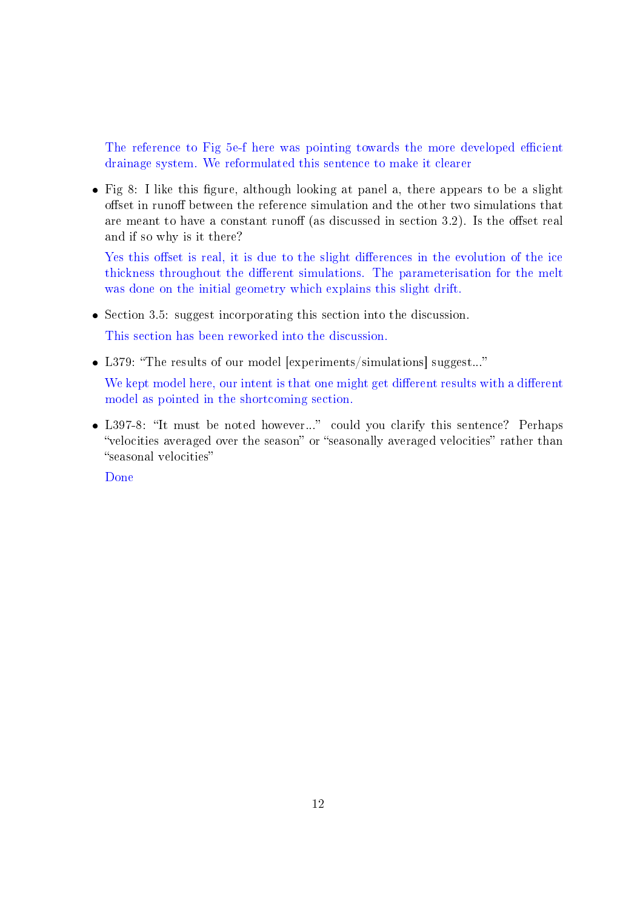The reference to Fig 5e-f here was pointing towards the more developed efficient drainage system. We reformulated this sentence to make it clearer

- Fig 8: I like this figure, although looking at panel a, there appears to be a slight offset in runoff between the reference simulation and the other two simulations that are meant to have a constant runoff (as discussed in section 3.2). Is the offset real and if so why is it there?

  Yes this offset is real, it is due to the slight differences in the evolution of the ice thickness throughout the different simulations. The parameterisation for the melt was done on the initial geometry which explains this slight drift.

- Section 3.5: suggest incorporating this section into the discussion.

  This section has been reworked into the discussion.

- L379: "The results of our model [experiments/simulations] suggest..."

  We kept model here, our intent is that one might get different results with a different model as pointed in the shortcoming section.

- L397-8: "It must be noted however..." could you clarify this sentence? Perhaps "velocities averaged over the season" or "seasonally averaged velocities" rather than "seasonal velocities"

  Done